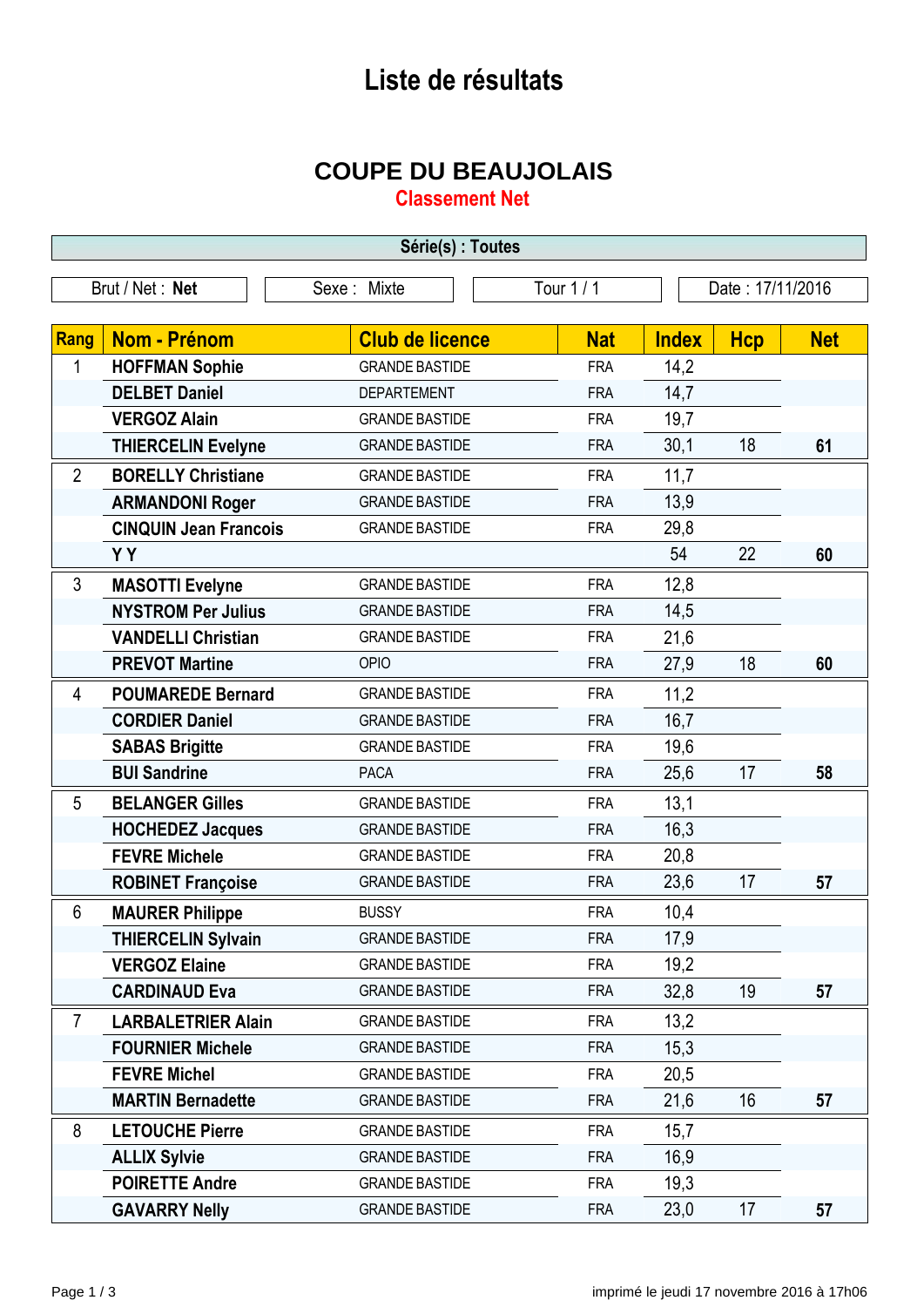# Liste de résultats

## COUPE DU BEAUJOLAIS

### Classement Net

**Série(s) : Toutes**

| Brut / Net : **Net** | Sexe : Mixte | Tour 1 / 1 | Date : 17/11/2016 |
|---|---|---|---|

| Rang | Nom - Prénom | Club de licence | Nat | Index | Hcp | Net |
|---|---|---|---|---|---|---|
| 1 | **HOFFMAN Sophie** | GRANDE BASTIDE | FRA | 14,2 | | |
| | **DELBET Daniel** | DEPARTEMENT | FRA | 14,7 | | |
| | **VERGOZ Alain** | GRANDE BASTIDE | FRA | 19,7 | | |
| | **THIERCELIN Evelyne** | GRANDE BASTIDE | FRA | 30,1 | 18 | **61** |
| 2 | **BORELLY Christiane** | GRANDE BASTIDE | FRA | 11,7 | | |
| | **ARMANDONI Roger** | GRANDE BASTIDE | FRA | 13,9 | | |
| | **CINQUIN Jean Francois** | GRANDE BASTIDE | FRA | 29,8 | | |
| | **Y Y** | | | 54 | 22 | **60** |
| 3 | **MASOTTI Evelyne** | GRANDE BASTIDE | FRA | 12,8 | | |
| | **NYSTROM Per Julius** | GRANDE BASTIDE | FRA | 14,5 | | |
| | **VANDELLI Christian** | GRANDE BASTIDE | FRA | 21,6 | | |
| | **PREVOT Martine** | OPIO | FRA | 27,9 | 18 | **60** |
| 4 | **POUMAREDE Bernard** | GRANDE BASTIDE | FRA | 11,2 | | |
| | **CORDIER Daniel** | GRANDE BASTIDE | FRA | 16,7 | | |
| | **SABAS Brigitte** | GRANDE BASTIDE | FRA | 19,6 | | |
| | **BUI Sandrine** | PACA | FRA | 25,6 | 17 | **58** |
| 5 | **BELANGER Gilles** | GRANDE BASTIDE | FRA | 13,1 | | |
| | **HOCHEDEZ Jacques** | GRANDE BASTIDE | FRA | 16,3 | | |
| | **FEVRE Michele** | GRANDE BASTIDE | FRA | 20,8 | | |
| | **ROBINET Françoise** | GRANDE BASTIDE | FRA | 23,6 | 17 | **57** |
| 6 | **MAURER Philippe** | BUSSY | FRA | 10,4 | | |
| | **THIERCELIN Sylvain** | GRANDE BASTIDE | FRA | 17,9 | | |
| | **VERGOZ Elaine** | GRANDE BASTIDE | FRA | 19,2 | | |
| | **CARDINAUD Eva** | GRANDE BASTIDE | FRA | 32,8 | 19 | **57** |
| 7 | **LARBALETRIER Alain** | GRANDE BASTIDE | FRA | 13,2 | | |
| | **FOURNIER Michele** | GRANDE BASTIDE | FRA | 15,3 | | |
| | **FEVRE Michel** | GRANDE BASTIDE | FRA | 20,5 | | |
| | **MARTIN Bernadette** | GRANDE BASTIDE | FRA | 21,6 | 16 | **57** |
| 8 | **LETOUCHE Pierre** | GRANDE BASTIDE | FRA | 15,7 | | |
| | **ALLIX Sylvie** | GRANDE BASTIDE | FRA | 16,9 | | |
| | **POIRETTE Andre** | GRANDE BASTIDE | FRA | 19,3 | | |
| | **GAVARRY Nelly** | GRANDE BASTIDE | FRA | 23,0 | 17 | **57** |

imprimé le jeudi 17 novembre 2016 à 17h06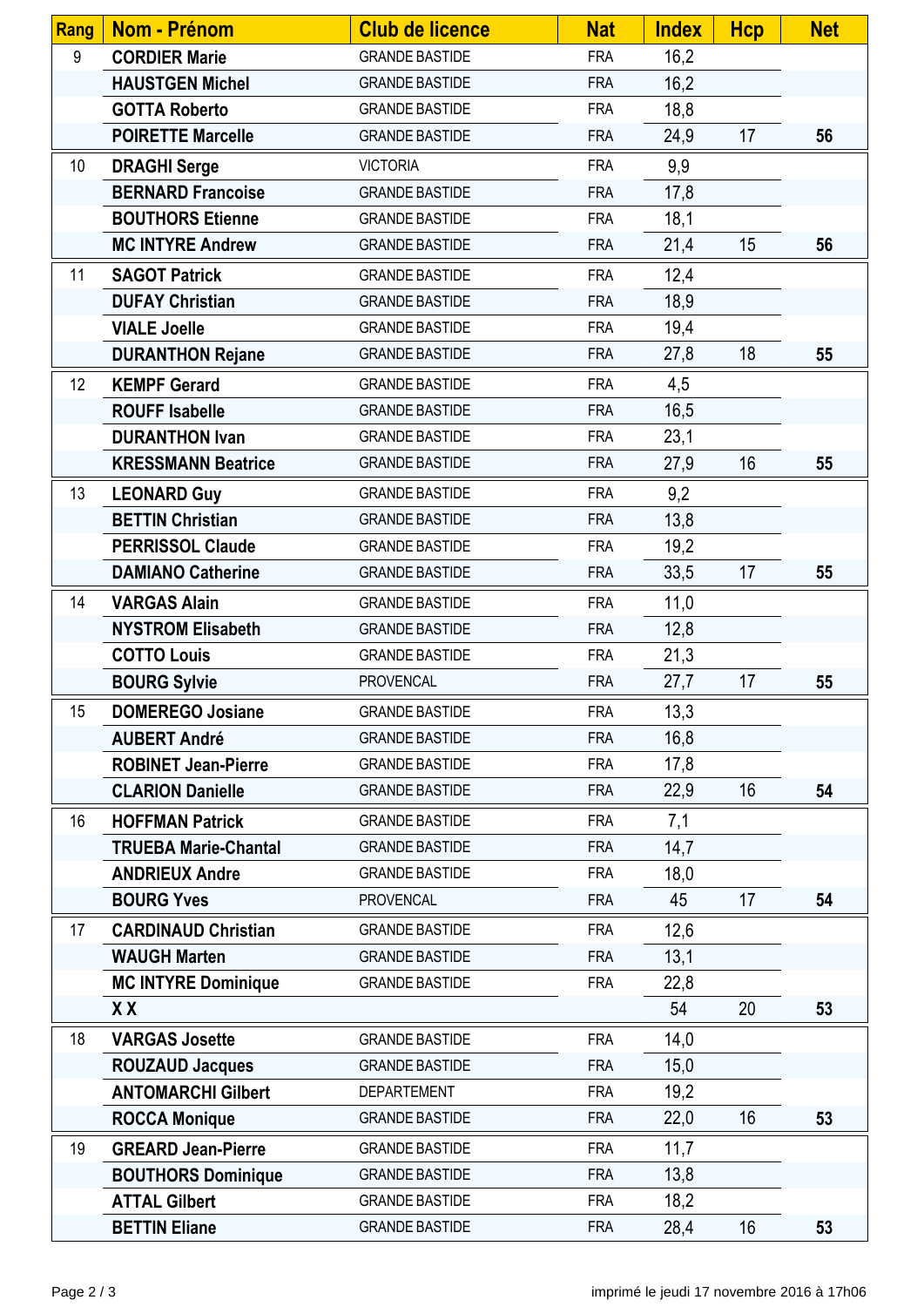| Rang | Nom - Prénom | Club de licence | Nat | Index | Hcp | Net |
|---|---|---|---|---|---|---|
| 9 | **CORDIER Marie** | GRANDE BASTIDE | FRA | 16,2 | | |
| | **HAUSTGEN Michel** | GRANDE BASTIDE | FRA | 16,2 | | |
| | **GOTTA Roberto** | GRANDE BASTIDE | FRA | 18,8 | | |
| | **POIRETTE Marcelle** | GRANDE BASTIDE | FRA | 24,9 | 17 | **56** |
| 10 | **DRAGHI Serge** | VICTORIA | FRA | 9,9 | | |
| | **BERNARD Francoise** | GRANDE BASTIDE | FRA | 17,8 | | |
| | **BOUTHORS Etienne** | GRANDE BASTIDE | FRA | 18,1 | | |
| | **MC INTYRE Andrew** | GRANDE BASTIDE | FRA | 21,4 | 15 | **56** |
| 11 | **SAGOT Patrick** | GRANDE BASTIDE | FRA | 12,4 | | |
| | **DUFAY Christian** | GRANDE BASTIDE | FRA | 18,9 | | |
| | **VIALE Joelle** | GRANDE BASTIDE | FRA | 19,4 | | |
| | **DURANTHON Rejane** | GRANDE BASTIDE | FRA | 27,8 | 18 | **55** |
| 12 | **KEMPF Gerard** | GRANDE BASTIDE | FRA | 4,5 | | |
| | **ROUFF Isabelle** | GRANDE BASTIDE | FRA | 16,5 | | |
| | **DURANTHON Ivan** | GRANDE BASTIDE | FRA | 23,1 | | |
| | **KRESSMANN Beatrice** | GRANDE BASTIDE | FRA | 27,9 | 16 | **55** |
| 13 | **LEONARD Guy** | GRANDE BASTIDE | FRA | 9,2 | | |
| | **BETTIN Christian** | GRANDE BASTIDE | FRA | 13,8 | | |
| | **PERRISSOL Claude** | GRANDE BASTIDE | FRA | 19,2 | | |
| | **DAMIANO Catherine** | GRANDE BASTIDE | FRA | 33,5 | 17 | **55** |
| 14 | **VARGAS Alain** | GRANDE BASTIDE | FRA | 11,0 | | |
| | **NYSTROM Elisabeth** | GRANDE BASTIDE | FRA | 12,8 | | |
| | **COTTO Louis** | GRANDE BASTIDE | FRA | 21,3 | | |
| | **BOURG Sylvie** | PROVENCAL | FRA | 27,7 | 17 | **55** |
| 15 | **DOMEREGO Josiane** | GRANDE BASTIDE | FRA | 13,3 | | |
| | **AUBERT André** | GRANDE BASTIDE | FRA | 16,8 | | |
| | **ROBINET Jean-Pierre** | GRANDE BASTIDE | FRA | 17,8 | | |
| | **CLARION Danielle** | GRANDE BASTIDE | FRA | 22,9 | 16 | **54** |
| 16 | **HOFFMAN Patrick** | GRANDE BASTIDE | FRA | 7,1 | | |
| | **TRUEBA Marie-Chantal** | GRANDE BASTIDE | FRA | 14,7 | | |
| | **ANDRIEUX Andre** | GRANDE BASTIDE | FRA | 18,0 | | |
| | **BOURG Yves** | PROVENCAL | FRA | 45 | 17 | **54** |
| 17 | **CARDINAUD Christian** | GRANDE BASTIDE | FRA | 12,6 | | |
| | **WAUGH Marten** | GRANDE BASTIDE | FRA | 13,1 | | |
| | **MC INTYRE Dominique** | GRANDE BASTIDE | FRA | 22,8 | | |
| | **X X** | | | 54 | 20 | **53** |
| 18 | **VARGAS Josette** | GRANDE BASTIDE | FRA | 14,0 | | |
| | **ROUZAUD Jacques** | GRANDE BASTIDE | FRA | 15,0 | | |
| | **ANTOMARCHI Gilbert** | DEPARTEMENT | FRA | 19,2 | | |
| | **ROCCA Monique** | GRANDE BASTIDE | FRA | 22,0 | 16 | **53** |
| 19 | **GREARD Jean-Pierre** | GRANDE BASTIDE | FRA | 11,7 | | |
| | **BOUTHORS Dominique** | GRANDE BASTIDE | FRA | 13,8 | | |
| | **ATTAL Gilbert** | GRANDE BASTIDE | FRA | 18,2 | | |
| | **BETTIN Eliane** | GRANDE BASTIDE | FRA | 28,4 | 16 | **53** |

imprimé le jeudi 17 novembre 2016 à 17h06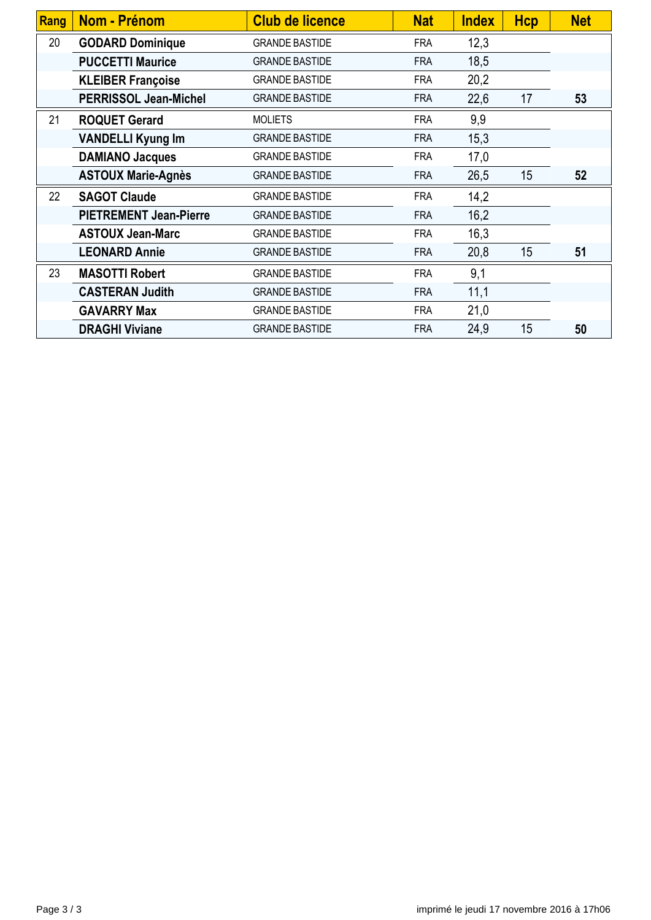| Rang | Nom - Prénom | Club de licence | Nat | Index | Hcp | Net |
|---|---|---|---|---|---|---|
| 20 | **GODARD Dominique** | GRANDE BASTIDE | FRA | 12,3 | | |
| | **PUCCETTI Maurice** | GRANDE BASTIDE | FRA | 18,5 | | |
| | **KLEIBER Françoise** | GRANDE BASTIDE | FRA | 20,2 | | |
| | **PERRISSOL Jean-Michel** | GRANDE BASTIDE | FRA | 22,6 | 17 | **53** |
| 21 | **ROQUET Gerard** | MOLIETS | FRA | 9,9 | | |
| | **VANDELLI Kyung Im** | GRANDE BASTIDE | FRA | 15,3 | | |
| | **DAMIANO Jacques** | GRANDE BASTIDE | FRA | 17,0 | | |
| | **ASTOUX Marie-Agnès** | GRANDE BASTIDE | FRA | 26,5 | 15 | **52** |
| 22 | **SAGOT Claude** | GRANDE BASTIDE | FRA | 14,2 | | |
| | **PIETREMENT Jean-Pierre** | GRANDE BASTIDE | FRA | 16,2 | | |
| | **ASTOUX Jean-Marc** | GRANDE BASTIDE | FRA | 16,3 | | |
| | **LEONARD Annie** | GRANDE BASTIDE | FRA | 20,8 | 15 | **51** |
| 23 | **MASOTTI Robert** | GRANDE BASTIDE | FRA | 9,1 | | |
| | **CASTERAN Judith** | GRANDE BASTIDE | FRA | 11,1 | | |
| | **GAVARRY Max** | GRANDE BASTIDE | FRA | 21,0 | | |
| | **DRAGHI Viviane** | GRANDE BASTIDE | FRA | 24,9 | 15 | **50** |

imprimé le jeudi 17 novembre 2016 à 17h06